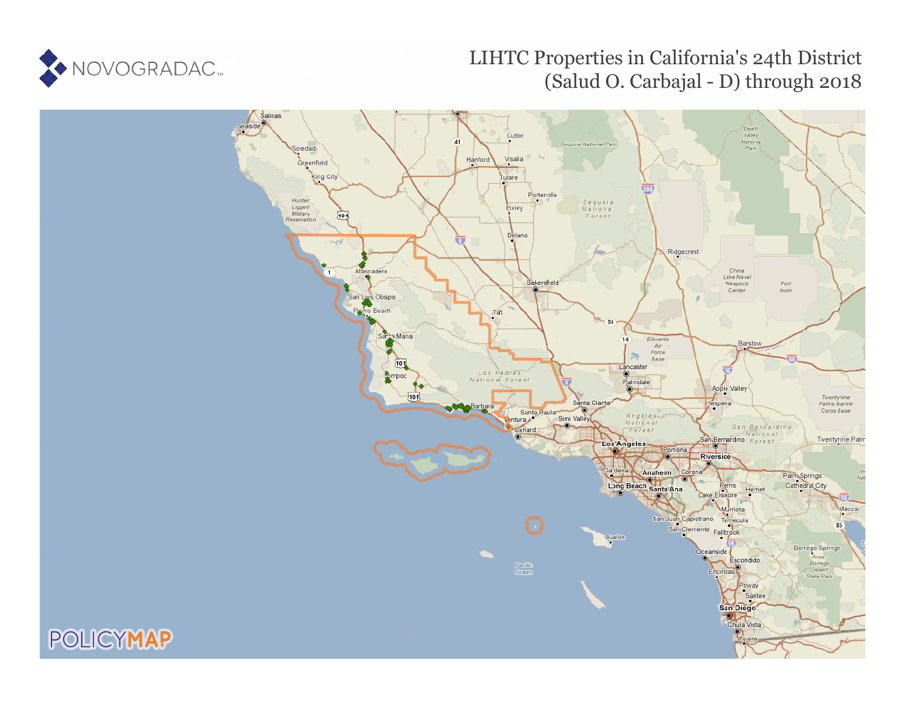NOVOGRADAC

# LIHTC Properties in California's 24th District (Salud O. Carbajal - D) through 2018

POLICYMAP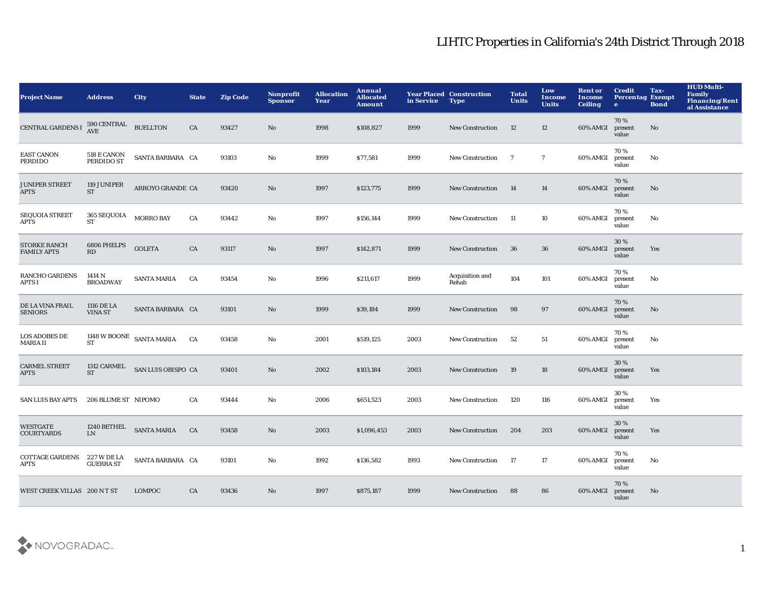# LIHTC Properties in California's 24th District Through 2018

| Project Name | Address | City | State | Zip Code | Nonprofit Sponsor | Allocation Year | Annual Allocated Amount | Year Placed in Service | Construction Type | Total Units | Low Income Units | Rent or Income Ceiling | Credit Percentage | Tax-Exempt Bond | HUD Multi-Family Financing/Rental Assistance |
|---|---|---|---|---|---|---|---|---|---|---|---|---|---|---|---|
| CENTRAL GARDENS I | 590 CENTRAL AVE | BUELLTON | CA | 93427 | No | 1998 | $108,827 | 1999 | New Construction | 12 | 12 | 60% AMGI | 70 % present value | No | |
| EAST CANON PERDIDO | 518 E CANON PERDIDO ST | SANTA BARBARA | CA | 93103 | No | 1999 | $77,581 | 1999 | New Construction | 7 | 7 | 60% AMGI | 70 % present value | No | |
| JUNIPER STREET APTS | 119 JUNIPER ST | ARROYO GRANDE | CA | 93420 | No | 1997 | $123,775 | 1999 | New Construction | 14 | 14 | 60% AMGI | 70 % present value | No | |
| SEQUOIA STREET APTS | 365 SEQUOIA ST | MORRO BAY | CA | 93442 | No | 1997 | $156,144 | 1999 | New Construction | 11 | 10 | 60% AMGI | 70 % present value | No | |
| STORKE RANCH FAMILY APTS | 6806 PHELPS RD | GOLETA | CA | 93117 | No | 1997 | $142,871 | 1999 | New Construction | 36 | 36 | 60% AMGI | 30 % present value | Yes | |
| RANCHO GARDENS APTS I | 1414 N BROADWAY | SANTA MARIA | CA | 93454 | No | 1996 | $211,617 | 1999 | Acquisition and Rehab | 104 | 101 | 60% AMGI | 70 % present value | No | |
| DE LA VINA FRAIL SENIORS | 1116 DE LA VINA ST | SANTA BARBARA | CA | 93101 | No | 1999 | $39,184 | 1999 | New Construction | 98 | 97 | 60% AMGI | 70 % present value | No | |
| LOS ADOBES DE MARIA II | 1148 W BOONE ST | SANTA MARIA | CA | 93458 | No | 2001 | $519,125 | 2003 | New Construction | 52 | 51 | 60% AMGI | 70 % present value | No | |
| CARMEL STREET APTS | 1312 CARMEL ST | SAN LUIS OBISPO | CA | 93401 | No | 2002 | $103,184 | 2003 | New Construction | 19 | 18 | 60% AMGI | 30 % present value | Yes | |
| SAN LUIS BAY APTS | 206 BLUME ST | NIPOMO | CA | 93444 | No | 2006 | $651,523 | 2003 | New Construction | 120 | 116 | 60% AMGI | 30 % present value | Yes | |
| WESTGATE COURTYARDS | 1240 BETHEL LN | SANTA MARIA | CA | 93458 | No | 2003 | $1,096,453 | 2003 | New Construction | 204 | 203 | 60% AMGI | 30 % present value | Yes | |
| COTTAGE GARDENS APTS | 227 W DE LA GUERRA ST | SANTA BARBARA | CA | 93101 | No | 1992 | $136,582 | 1993 | New Construction | 17 | 17 | 60% AMGI | 70 % present value | No | |
| WEST CREEK VILLAS | 200 N T ST | LOMPOC | CA | 93436 | No | 1997 | $875,187 | 1999 | New Construction | 88 | 86 | 60% AMGI | 70 % present value | No | |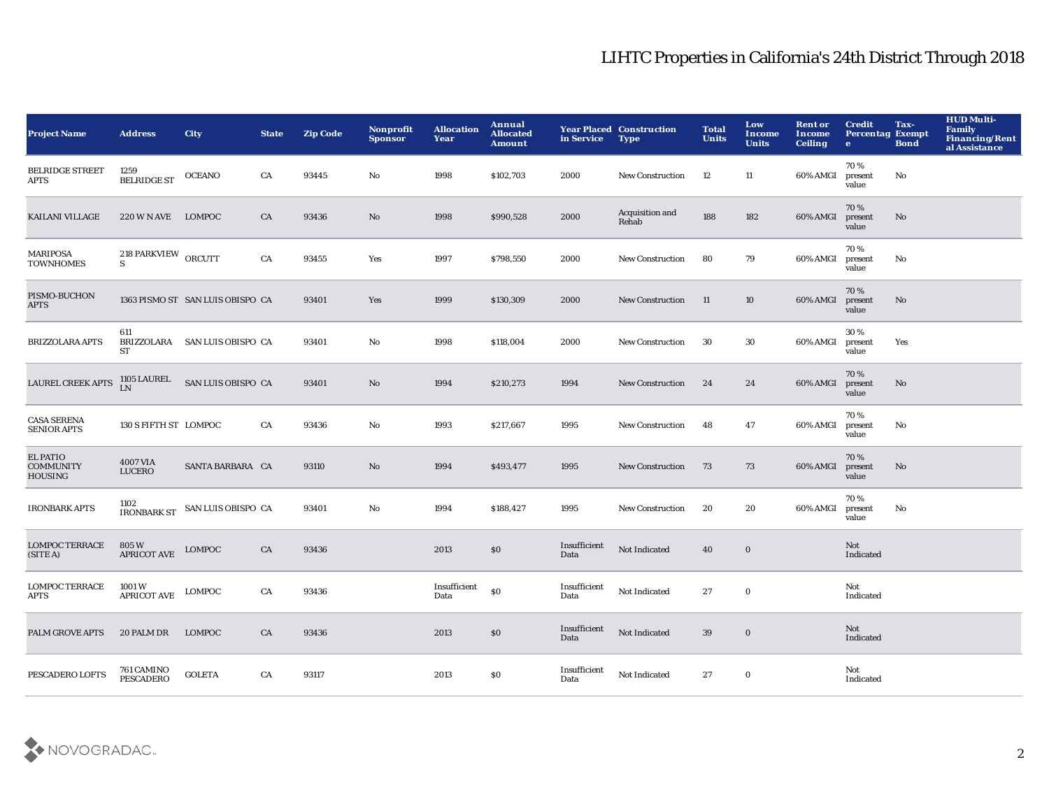# LIHTC Properties in California's 24th District Through 2018

| Project Name | Address | City | State | Zip Code | Nonprofit Sponsor | Allocation Year | Annual Allocated Amount | Year Placed in Service | Construction Type | Total Units | Low Income Units | Rent or Income Ceiling | Credit Percentage | Tax-Exempt Bond | HUD Multi-Family Financing/Rental Assistance |
|---|---|---|---|---|---|---|---|---|---|---|---|---|---|---|---|
| BELRIDGE STREET APTS | 1259 BELRIDGE ST | OCEANO | CA | 93445 | No | 1998 | $102,703 | 2000 | New Construction | 12 | 11 | 60% AMGI | 70 % present value | No | |
| KAILANI VILLAGE | 220 W N AVE | LOMPOC | CA | 93436 | No | 1998 | $990,528 | 2000 | Acquisition and Rehab | 188 | 182 | 60% AMGI | 70 % present value | No | |
| MARIPOSA TOWNHOMES | 218 PARKVIEW S | ORCUTT | CA | 93455 | Yes | 1997 | $798,550 | 2000 | New Construction | 80 | 79 | 60% AMGI | 70 % present value | No | |
| PISMO-BUCHON APTS | 1363 PISMO ST | SAN LUIS OBISPO | CA | 93401 | Yes | 1999 | $130,309 | 2000 | New Construction | 11 | 10 | 60% AMGI | 70 % present value | No | |
| BRIZZOLARA APTS | 611 BRIZZOLARA ST | SAN LUIS OBISPO | CA | 93401 | No | 1998 | $118,004 | 2000 | New Construction | 30 | 30 | 60% AMGI | 30 % present value | Yes | |
| LAUREL CREEK APTS | 1105 LAUREL LN | SAN LUIS OBISPO | CA | 93401 | No | 1994 | $210,273 | 1994 | New Construction | 24 | 24 | 60% AMGI | 70 % present value | No | |
| CASA SERENA SENIOR APTS | 130 S FIFTH ST | LOMPOC | CA | 93436 | No | 1993 | $217,667 | 1995 | New Construction | 48 | 47 | 60% AMGI | 70 % present value | No | |
| EL PATIO COMMUNITY HOUSING | 4007 VIA LUCERO | SANTA BARBARA | CA | 93110 | No | 1994 | $493,477 | 1995 | New Construction | 73 | 73 | 60% AMGI | 70 % present value | No | |
| IRONBARK APTS | 1102 IRONBARK ST | SAN LUIS OBISPO | CA | 93401 | No | 1994 | $188,427 | 1995 | New Construction | 20 | 20 | 60% AMGI | 70 % present value | No | |
| LOMPOC TERRACE (SITE A) | 805 W APRICOT AVE | LOMPOC | CA | 93436 | | 2013 | $0 | Insufficient Data | Not Indicated | 40 | 0 | | Not Indicated | | |
| LOMPOC TERRACE APTS | 1001 W APRICOT AVE | LOMPOC | CA | 93436 | | Insufficient Data | $0 | Insufficient Data | Not Indicated | 27 | 0 | | Not Indicated | | |
| PALM GROVE APTS | 20 PALM DR | LOMPOC | CA | 93436 | | 2013 | $0 | Insufficient Data | Not Indicated | 39 | 0 | | Not Indicated | | |
| PESCADERO LOFTS | 761 CAMINO PESCADERO | GOLETA | CA | 93117 | | 2013 | $0 | Insufficient Data | Not Indicated | 27 | 0 | | Not Indicated | | |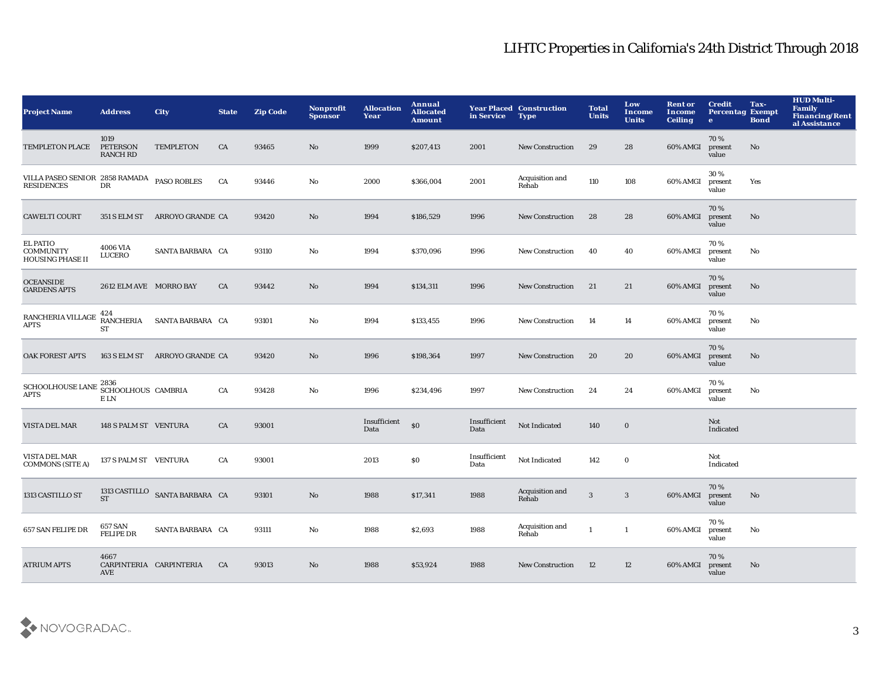# LIHTC Properties in California's 24th District Through 2018

| Project Name | Address | City | State | Zip Code | Nonprofit Sponsor | Allocation Year | Annual Allocated Amount | Year Placed in Service | Construction Type | Total Units | Low Income Units | Rent or Income Ceiling | Credit Percentage | Tax-Exempt Bond | HUD Multi-Family Financing/Rental Assistance |
|---|---|---|---|---|---|---|---|---|---|---|---|---|---|---|---|
| TEMPLETON PLACE | 1019 PETERSON RANCH RD | TEMPLETON | CA | 93465 | No | 1999 | $207,413 | 2001 | New Construction | 29 | 28 | 60% AMGI | 70 % present value | No | |
| VILLA PASEO SENIOR RESIDENCES | 2858 RAMADA DR | PASO ROBLES | CA | 93446 | No | 2000 | $366,004 | 2001 | Acquisition and Rehab | 110 | 108 | 60% AMGI | 30 % present value | Yes | |
| CAWELTI COURT | 351 S ELM ST | ARROYO GRANDE | CA | 93420 | No | 1994 | $186,529 | 1996 | New Construction | 28 | 28 | 60% AMGI | 70 % present value | No | |
| EL PATIO COMMUNITY HOUSING PHASE II | 4006 VIA LUCERO | SANTA BARBARA | CA | 93110 | No | 1994 | $370,096 | 1996 | New Construction | 40 | 40 | 60% AMGI | 70 % present value | No | |
| OCEANSIDE GARDENS APTS | 2612 ELM AVE | MORRO BAY | CA | 93442 | No | 1994 | $134,311 | 1996 | New Construction | 21 | 21 | 60% AMGI | 70 % present value | No | |
| RANCHERIA VILLAGE APTS | 424 RANCHERIA ST | SANTA BARBARA | CA | 93101 | No | 1994 | $133,455 | 1996 | New Construction | 14 | 14 | 60% AMGI | 70 % present value | No | |
| OAK FOREST APTS | 163 S ELM ST | ARROYO GRANDE | CA | 93420 | No | 1996 | $198,364 | 1997 | New Construction | 20 | 20 | 60% AMGI | 70 % present value | No | |
| SCHOOLHOUSE LANE APTS | 2836 SCHOOLHOUSE LN | CAMBRIA | CA | 93428 | No | 1996 | $234,496 | 1997 | New Construction | 24 | 24 | 60% AMGI | 70 % present value | No | |
| VISTA DEL MAR | 148 S PALM ST | VENTURA | CA | 93001 | | Insufficient Data | $0 | Insufficient Data | Not Indicated | 140 | 0 | | Not Indicated | | |
| VISTA DEL MAR COMMONS (SITE A) | 137 S PALM ST | VENTURA | CA | 93001 | | 2013 | $0 | Insufficient Data | Not Indicated | 142 | 0 | | Not Indicated | | |
| 1313 CASTILLO ST | 1313 CASTILLO ST | SANTA BARBARA | CA | 93101 | No | 1988 | $17,341 | 1988 | Acquisition and Rehab | 3 | 3 | 60% AMGI | 70 % present value | No | |
| 657 SAN FELIPE DR | 657 SAN FELIPE DR | SANTA BARBARA | CA | 93111 | No | 1988 | $2,693 | 1988 | Acquisition and Rehab | 1 | 1 | 60% AMGI | 70 % present value | No | |
| ATRIUM APTS | 4667 CARPINTERIA AVE | CARPINTERIA | CA | 93013 | No | 1988 | $53,924 | 1988 | New Construction | 12 | 12 | 60% AMGI | 70 % present value | No | |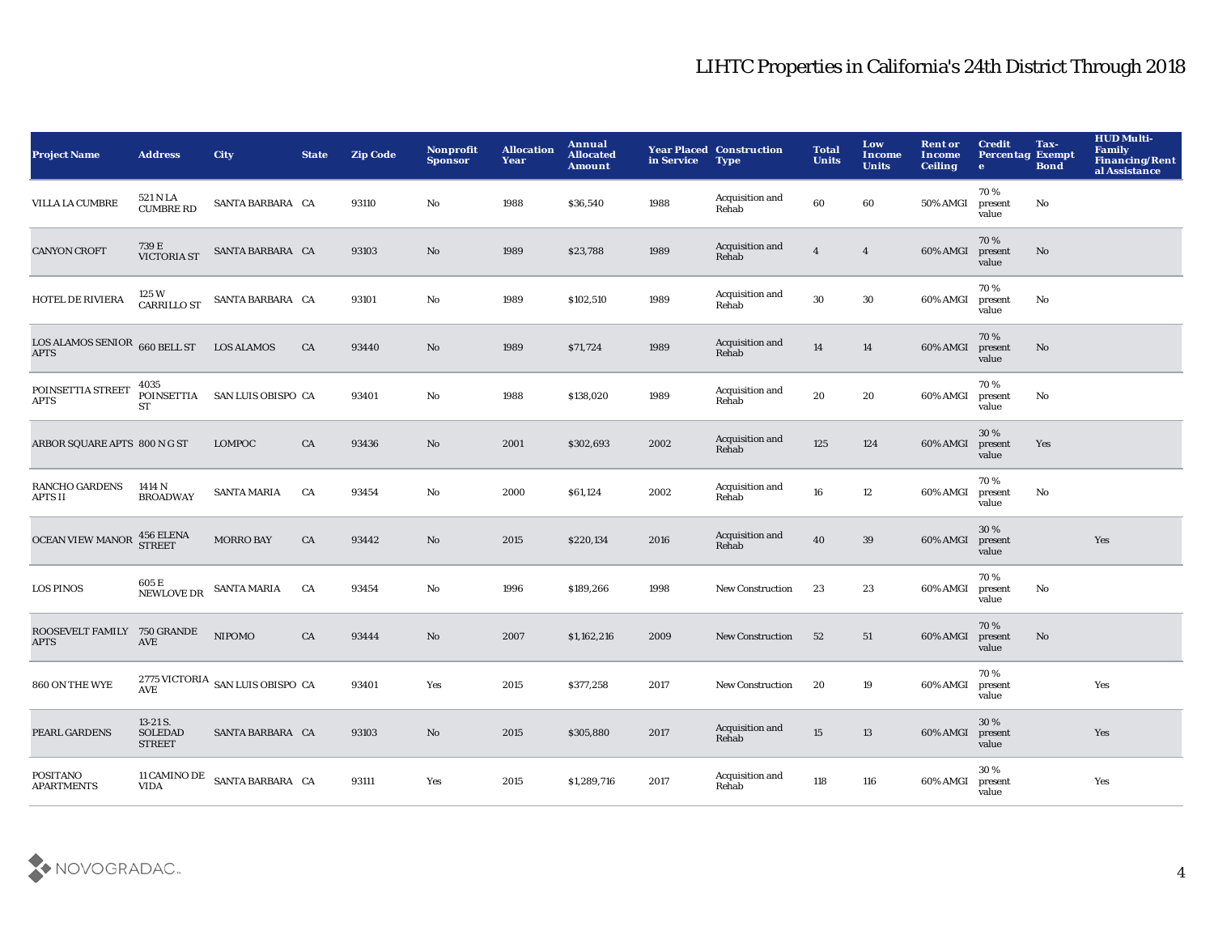# LIHTC Properties in California's 24th District Through 2018

| Project Name | Address | City | State | Zip Code | Nonprofit Sponsor | Allocation Year | Annual Allocated Amount | Year Placed in Service | Construction Type | Total Units | Low Income Units | Rent or Income Ceiling | Credit Percentage | Tax-Exempt Bond | HUD Multi-Family Financing/Rental Assistance |
|---|---|---|---|---|---|---|---|---|---|---|---|---|---|---|---|
| VILLA LA CUMBRE | 521 N LA CUMBRE RD | SANTA BARBARA | CA | 93110 | No | 1988 | $36,540 | 1988 | Acquisition and Rehab | 60 | 60 | 50% AMGI | 70 % present value | No | |
| CANYON CROFT | 739 E VICTORIA ST | SANTA BARBARA | CA | 93103 | No | 1989 | $23,788 | 1989 | Acquisition and Rehab | 4 | 4 | 60% AMGI | 70 % present value | No | |
| HOTEL DE RIVIERA | 125 W CARRILLO ST | SANTA BARBARA | CA | 93101 | No | 1989 | $102,510 | 1989 | Acquisition and Rehab | 30 | 30 | 60% AMGI | 70 % present value | No | |
| LOS ALAMOS SENIOR APTS | 660 BELL ST | LOS ALAMOS | CA | 93440 | No | 1989 | $71,724 | 1989 | Acquisition and Rehab | 14 | 14 | 60% AMGI | 70 % present value | No | |
| POINSETTIA STREET APTS | 4035 POINSETTIA ST | SAN LUIS OBISPO | CA | 93401 | No | 1988 | $138,020 | 1989 | Acquisition and Rehab | 20 | 20 | 60% AMGI | 70 % present value | No | |
| ARBOR SQUARE APTS | 800 N G ST | LOMPOC | CA | 93436 | No | 2001 | $302,693 | 2002 | Acquisition and Rehab | 125 | 124 | 60% AMGI | 30 % present value | Yes | |
| RANCHO GARDENS APTS II | 1414 N BROADWAY | SANTA MARIA | CA | 93454 | No | 2000 | $61,124 | 2002 | Acquisition and Rehab | 16 | 12 | 60% AMGI | 70 % present value | No | |
| OCEAN VIEW MANOR | 456 ELENA STREET | MORRO BAY | CA | 93442 | No | 2015 | $220,134 | 2016 | Acquisition and Rehab | 40 | 39 | 60% AMGI | 30 % present value | | Yes |
| LOS PINOS | 605 E NEWLOVE DR | SANTA MARIA | CA | 93454 | No | 1996 | $189,266 | 1998 | New Construction | 23 | 23 | 60% AMGI | 70 % present value | No | |
| ROOSEVELT FAMILY APTS | 750 GRANDE AVE | NIPOMO | CA | 93444 | No | 2007 | $1,162,216 | 2009 | New Construction | 52 | 51 | 60% AMGI | 70 % present value | No | |
| 860 ON THE WYE | 2775 VICTORIA AVE | SAN LUIS OBISPO | CA | 93401 | Yes | 2015 | $377,258 | 2017 | New Construction | 20 | 19 | 60% AMGI | 70 % present value | | Yes |
| PEARL GARDENS | 13-21 S. SOLEDAD STREET | SANTA BARBARA | CA | 93103 | No | 2015 | $305,880 | 2017 | Acquisition and Rehab | 15 | 13 | 60% AMGI | 30 % present value | | Yes |
| POSITANO APARTMENTS | 11 CAMINO DE VIDA | SANTA BARBARA | CA | 93111 | Yes | 2015 | $1,289,716 | 2017 | Acquisition and Rehab | 118 | 116 | 60% AMGI | 30 % present value | | Yes |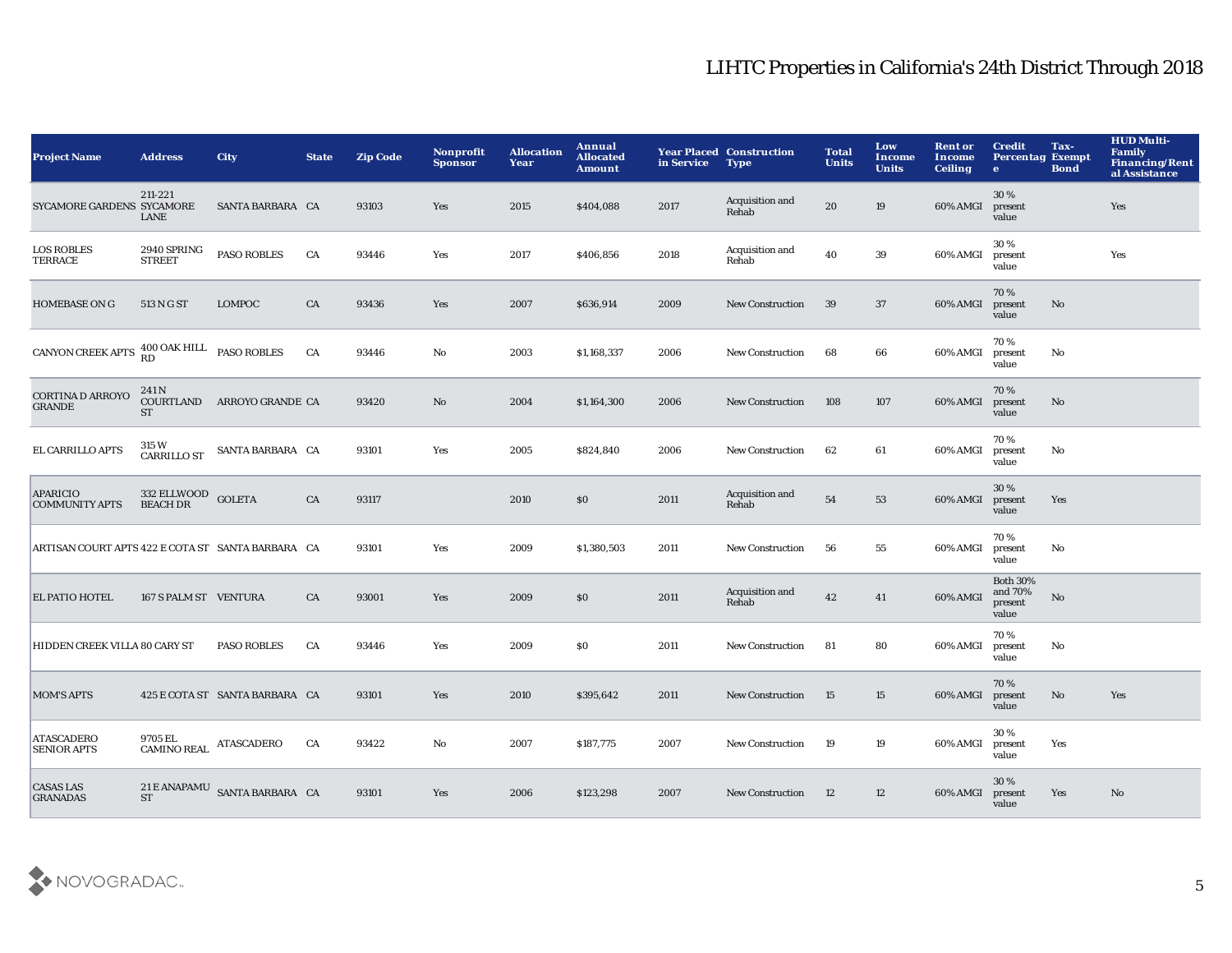# LIHTC Properties in California's 24th District Through 2018

| Project Name | Address | City | State | Zip Code | Nonprofit Sponsor | Allocation Year | Annual Allocated Amount | Year Placed in Service | Construction Type | Total Units | Low Income Units | Rent or Income Ceiling | Credit Percentage | Tax-Exempt Bond | HUD Multi-Family Financing/Rental Assistance |
|---|---|---|---|---|---|---|---|---|---|---|---|---|---|---|---|
| SYCAMORE GARDENS | 211-221 SYCAMORE LANE | SANTA BARBARA | CA | 93103 | Yes | 2015 | $404,088 | 2017 | Acquisition and Rehab | 20 | 19 | 60% AMGI | 30 % present value | | Yes |
| LOS ROBLES TERRACE | 2940 SPRING STREET | PASO ROBLES | CA | 93446 | Yes | 2017 | $406,856 | 2018 | Acquisition and Rehab | 40 | 39 | 60% AMGI | 30 % present value | | Yes |
| HOMEBASE ON G | 513 N G ST | LOMPOC | CA | 93436 | Yes | 2007 | $636,914 | 2009 | New Construction | 39 | 37 | 60% AMGI | 70 % present value | No | |
| CANYON CREEK APTS | 400 OAK HILL RD | PASO ROBLES | CA | 93446 | No | 2003 | $1,168,337 | 2006 | New Construction | 68 | 66 | 60% AMGI | 70 % present value | No | |
| CORTINA D ARROYO GRANDE | 241 N COURTLAND ST | ARROYO GRANDE | CA | 93420 | No | 2004 | $1,164,300 | 2006 | New Construction | 108 | 107 | 60% AMGI | 70 % present value | No | |
| EL CARRILLO APTS | 315 W CARRILLO ST | SANTA BARBARA | CA | 93101 | Yes | 2005 | $824,840 | 2006 | New Construction | 62 | 61 | 60% AMGI | 70 % present value | No | |
| APARICIO COMMUNITY APTS | 332 ELLWOOD BEACH DR | GOLETA | CA | 93117 | | 2010 | $0 | 2011 | Acquisition and Rehab | 54 | 53 | 60% AMGI | 30 % present value | Yes | |
| ARTISAN COURT APTS | 422 E COTA ST | SANTA BARBARA | CA | 93101 | Yes | 2009 | $1,380,503 | 2011 | New Construction | 56 | 55 | 60% AMGI | 70 % present value | No | |
| EL PATIO HOTEL | 167 S PALM ST | VENTURA | CA | 93001 | Yes | 2009 | $0 | 2011 | Acquisition and Rehab | 42 | 41 | 60% AMGI | Both 30% and 70% present value | No | |
| HIDDEN CREEK VILLA | 80 CARY ST | PASO ROBLES | CA | 93446 | Yes | 2009 | $0 | 2011 | New Construction | 81 | 80 | 60% AMGI | 70 % present value | No | |
| MOM'S APTS | 425 E COTA ST | SANTA BARBARA | CA | 93101 | Yes | 2010 | $395,642 | 2011 | New Construction | 15 | 15 | 60% AMGI | 70 % present value | No | Yes |
| ATASCADERO SENIOR APTS | 9705 EL CAMINO REAL | ATASCADERO | CA | 93422 | No | 2007 | $187,775 | 2007 | New Construction | 19 | 19 | 60% AMGI | 30 % present value | Yes | |
| CASAS LAS GRANADAS | 21 E ANAPAMU ST | SANTA BARBARA | CA | 93101 | Yes | 2006 | $123,298 | 2007 | New Construction | 12 | 12 | 60% AMGI | 30 % present value | Yes | No |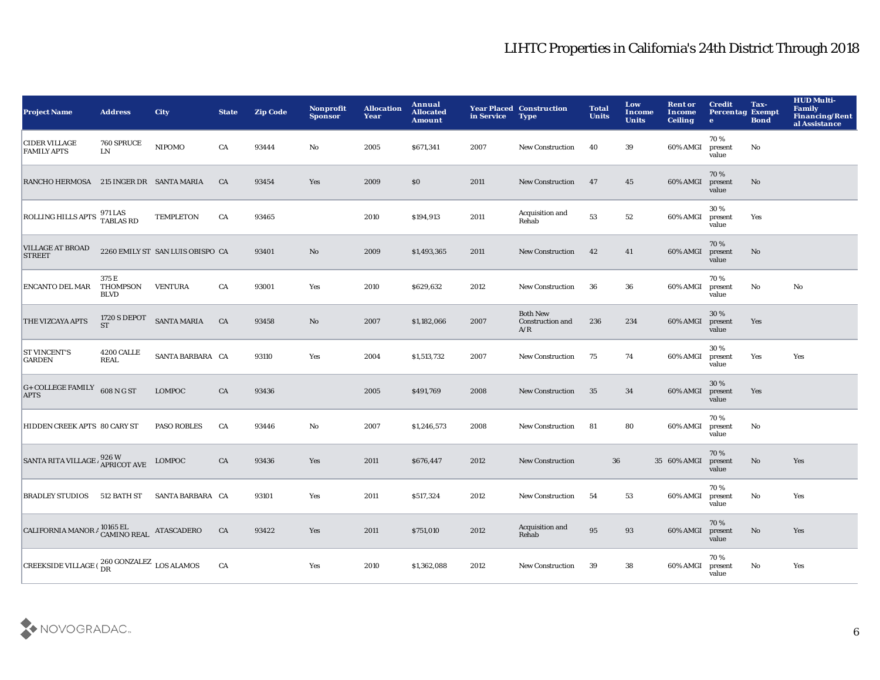# LIHTC Properties in California's 24th District Through 2018

| Project Name | Address | City | State | Zip Code | Nonprofit Sponsor | Allocation Year | Annual Allocated Amount | Year Placed in Service | Construction Type | Total Units | Low Income Units | Rent or Income Ceiling | Credit Percentage | Tax-Exempt Bond | HUD Multi-Family Financing/Rental Assistance |
|---|---|---|---|---|---|---|---|---|---|---|---|---|---|---|---|
| CIDER VILLAGE FAMILY APTS | 760 SPRUCE LN | NIPOMO | CA | 93444 | No | 2005 | $671,341 | 2007 | New Construction | 40 | 39 | 60% AMGI | 70 % present value | No | |
| RANCHO HERMOSA | 215 INGER DR | SANTA MARIA | CA | 93454 | Yes | 2009 | $0 | 2011 | New Construction | 47 | 45 | 60% AMGI | 70 % present value | No | |
| ROLLING HILLS APTS | 971 LAS TABLAS RD | TEMPLETON | CA | 93465 | | 2010 | $194,913 | 2011 | Acquisition and Rehab | 53 | 52 | 60% AMGI | 30 % present value | Yes | |
| VILLAGE AT BROAD STREET | 2260 EMILY ST | SAN LUIS OBISPO | CA | 93401 | No | 2009 | $1,493,365 | 2011 | New Construction | 42 | 41 | 60% AMGI | 70 % present value | No | |
| ENCANTO DEL MAR | 375 E THOMPSON BLVD | VENTURA | CA | 93001 | Yes | 2010 | $629,632 | 2012 | New Construction | 36 | 36 | 60% AMGI | 70 % present value | No | No |
| THE VIZCAYA APTS | 1720 S DEPOT ST | SANTA MARIA | CA | 93458 | No | 2007 | $1,182,066 | 2007 | Both New Construction and A/R | 236 | 234 | 60% AMGI | 30 % present value | Yes | |
| ST VINCENT'S GARDEN | 4200 CALLE REAL | SANTA BARBARA | CA | 93110 | Yes | 2004 | $1,513,732 | 2007 | New Construction | 75 | 74 | 60% AMGI | 30 % present value | Yes | Yes |
| G+ COLLEGE FAMILY APTS | 608 N G ST | LOMPOC | CA | 93436 | | 2005 | $491,769 | 2008 | New Construction | 35 | 34 | 60% AMGI | 30 % present value | Yes | |
| HIDDEN CREEK APTS | 80 CARY ST | PASO ROBLES | CA | 93446 | No | 2007 | $1,246,573 | 2008 | New Construction | 81 | 80 | 60% AMGI | 70 % present value | No | |
| SANTA RITA VILLAGE / | 926 W APRICOT AVE | LOMPOC | CA | 93436 | Yes | 2011 | $676,447 | 2012 | New Construction | 36 | 35 | 60% AMGI | 70 % present value | No | Yes |
| BRADLEY STUDIOS | 512 BATH ST | SANTA BARBARA | CA | 93101 | Yes | 2011 | $517,324 | 2012 | New Construction | 54 | 53 | 60% AMGI | 70 % present value | No | Yes |
| CALIFORNIA MANOR / | 10165 EL CAMINO REAL | ATASCADERO | CA | 93422 | Yes | 2011 | $751,010 | 2012 | Acquisition and Rehab | 95 | 93 | 60% AMGI | 70 % present value | No | Yes |
| CREEKSIDE VILLAGE ( | 260 GONZALEZ DR | LOS ALAMOS | CA | | Yes | 2010 | $1,362,088 | 2012 | New Construction | 39 | 38 | 60% AMGI | 70 % present value | No | Yes |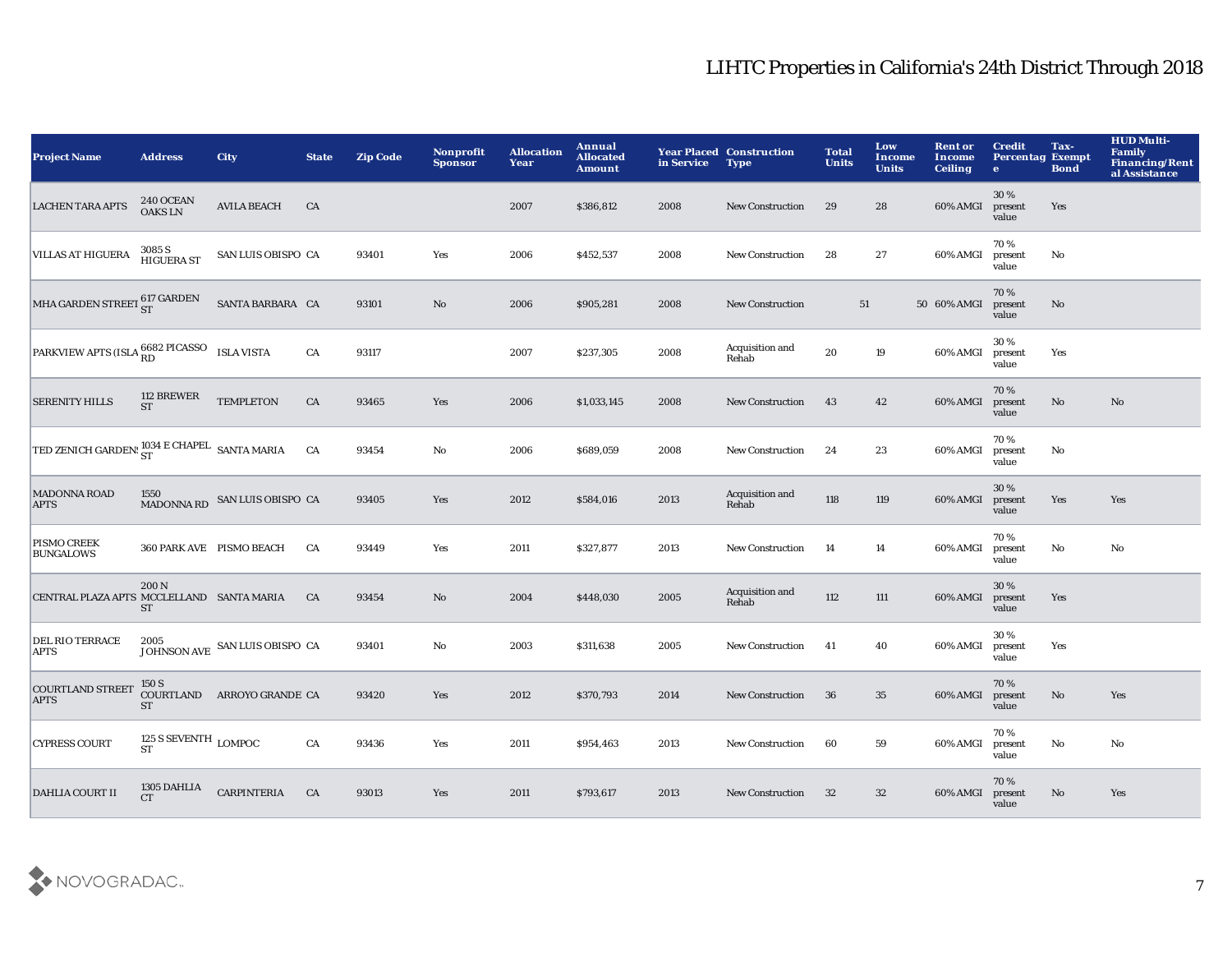# LIHTC Properties in California's 24th District Through 2018

| Project Name | Address | City | State | Zip Code | Nonprofit Sponsor | Allocation Year | Annual Allocated Amount | Year Placed in Service | Construction Type | Total Units | Low Income Units | Rent or Income Ceiling | Credit Percentage | Tax-Exempt Bond | HUD Multi-Family Financing/Rental Assistance |
|---|---|---|---|---|---|---|---|---|---|---|---|---|---|---|---|
| LACHEN TARA APTS | 240 OCEAN OAKS LN | AVILA BEACH | CA | | | 2007 | $386,812 | 2008 | New Construction | 29 | 28 | 60% AMGI | 30 % present value | Yes | |
| VILLAS AT HIGUERA | 3085 S HIGUERA ST | SAN LUIS OBISPO | CA | 93401 | Yes | 2006 | $452,537 | 2008 | New Construction | 28 | 27 | 60% AMGI | 70 % present value | No | |
| MHA GARDEN STREET | 617 GARDEN ST | SANTA BARBARA | CA | 93101 | No | 2006 | $905,281 | 2008 | New Construction | 51 | 50 | 60% AMGI | 70 % present value | No | |
| PARKVIEW APTS (ISLA | 6682 PICASSO RD | ISLA VISTA | CA | 93117 | | 2007 | $237,305 | 2008 | Acquisition and Rehab | 20 | 19 | 60% AMGI | 30 % present value | Yes | |
| SERENITY HILLS | 112 BREWER ST | TEMPLETON | CA | 93465 | Yes | 2006 | $1,033,145 | 2008 | New Construction | 43 | 42 | 60% AMGI | 70 % present value | No | No |
| TED ZENICH GARDENS | 1034 E CHAPEL ST | SANTA MARIA | CA | 93454 | No | 2006 | $689,059 | 2008 | New Construction | 24 | 23 | 60% AMGI | 70 % present value | No | |
| MADONNA ROAD APTS | 1550 MADONNA RD | SAN LUIS OBISPO | CA | 93405 | Yes | 2012 | $584,016 | 2013 | Acquisition and Rehab | 118 | 119 | 60% AMGI | 30 % present value | Yes | Yes |
| PISMO CREEK BUNGALOWS | 360 PARK AVE | PISMO BEACH | CA | 93449 | Yes | 2011 | $327,877 | 2013 | New Construction | 14 | 14 | 60% AMGI | 70 % present value | No | No |
| CENTRAL PLAZA APTS | 200 N MCCLELLAND ST | SANTA MARIA | CA | 93454 | No | 2004 | $448,030 | 2005 | Acquisition and Rehab | 112 | 111 | 60% AMGI | 30 % present value | Yes | |
| DEL RIO TERRACE APTS | 2005 JOHNSON AVE | SAN LUIS OBISPO | CA | 93401 | No | 2003 | $311,638 | 2005 | New Construction | 41 | 40 | 60% AMGI | 30 % present value | Yes | |
| COURTLAND STREET APTS | 150 S COURTLAND ST | ARROYO GRANDE | CA | 93420 | Yes | 2012 | $370,793 | 2014 | New Construction | 36 | 35 | 60% AMGI | 70 % present value | No | Yes |
| CYPRESS COURT | 125 S SEVENTH ST | LOMPOC | CA | 93436 | Yes | 2011 | $954,463 | 2013 | New Construction | 60 | 59 | 60% AMGI | 70 % present value | No | No |
| DAHLIA COURT II | 1305 DAHLIA CT | CARPINTERIA | CA | 93013 | Yes | 2011 | $793,617 | 2013 | New Construction | 32 | 32 | 60% AMGI | 70 % present value | No | Yes |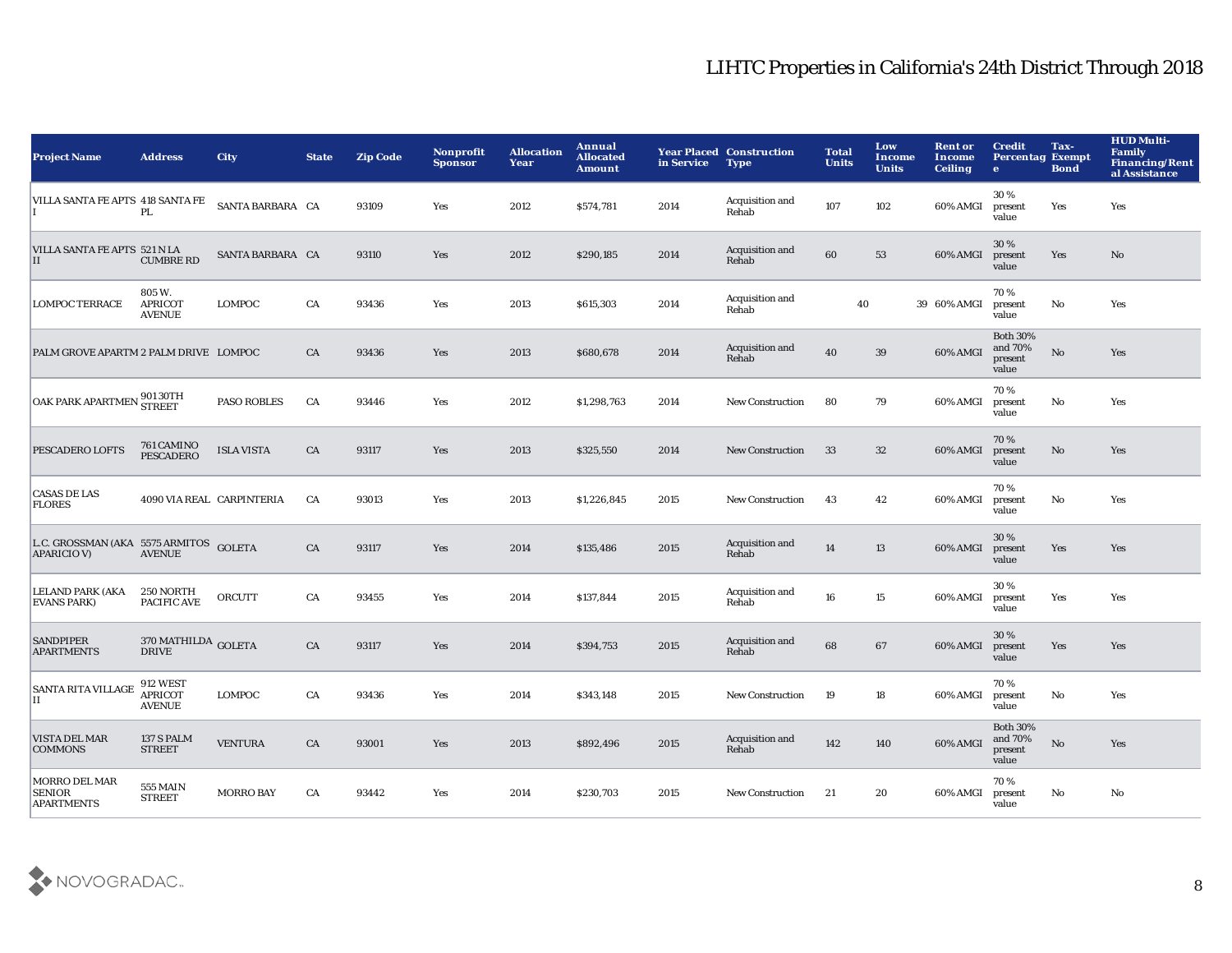# LIHTC Properties in California's 24th District Through 2018

| Project Name | Address | City | State | Zip Code | Nonprofit Sponsor | Allocation Year | Annual Allocated Amount | Year Placed in Service | Construction Type | Total Units | Low Income Units | Rent or Income Ceiling | Credit Percentage | Tax-Exempt Bond | HUD Multi-Family Financing/Rental Assistance |
|---|---|---|---|---|---|---|---|---|---|---|---|---|---|---|---|
| VILLA SANTA FE APTS I | 418 SANTA FE PL | SANTA BARBARA | CA | 93109 | Yes | 2012 | $574,781 | 2014 | Acquisition and Rehab | 107 | 102 | 60% AMGI | 30 % present value | Yes | Yes |
| VILLA SANTA FE APTS II | 521 N LA CUMBRE RD | SANTA BARBARA | CA | 93110 | Yes | 2012 | $290,185 | 2014 | Acquisition and Rehab | 60 | 53 | 60% AMGI | 30 % present value | Yes | No |
| LOMPOC TERRACE | 805 W. APRICOT AVENUE | LOMPOC | CA | 93436 | Yes | 2013 | $615,303 | 2014 | Acquisition and Rehab | 40 | 39 | 60% AMGI | 70 % present value | No | Yes |
| PALM GROVE APARTM | 2 PALM DRIVE | LOMPOC | CA | 93436 | Yes | 2013 | $680,678 | 2014 | Acquisition and Rehab | 40 | 39 | 60% AMGI | Both 30% and 70% present value | No | Yes |
| OAK PARK APARTMEN | 901 30TH STREET | PASO ROBLES | CA | 93446 | Yes | 2012 | $1,298,763 | 2014 | New Construction | 80 | 79 | 60% AMGI | 70 % present value | No | Yes |
| PESCADERO LOFTS | 761 CAMINO PESCADERO | ISLA VISTA | CA | 93117 | Yes | 2013 | $325,550 | 2014 | New Construction | 33 | 32 | 60% AMGI | 70 % present value | No | Yes |
| CASAS DE LAS FLORES | 4090 VIA REAL | CARPINTERIA | CA | 93013 | Yes | 2013 | $1,226,845 | 2015 | New Construction | 43 | 42 | 60% AMGI | 70 % present value | No | Yes |
| L.C. GROSSMAN (AKA APARICIO V) | 5575 ARMITOS AVENUE | GOLETA | CA | 93117 | Yes | 2014 | $135,486 | 2015 | Acquisition and Rehab | 14 | 13 | 60% AMGI | 30 % present value | Yes | Yes |
| LELAND PARK (AKA EVANS PARK) | 250 NORTH PACIFIC AVE | ORCUTT | CA | 93455 | Yes | 2014 | $137,844 | 2015 | Acquisition and Rehab | 16 | 15 | 60% AMGI | 30 % present value | Yes | Yes |
| SANDPIPER APARTMENTS | 370 MATHILDA DRIVE | GOLETA | CA | 93117 | Yes | 2014 | $394,753 | 2015 | Acquisition and Rehab | 68 | 67 | 60% AMGI | 30 % present value | Yes | Yes |
| SANTA RITA VILLAGE II | 912 WEST APRICOT AVENUE | LOMPOC | CA | 93436 | Yes | 2014 | $343,148 | 2015 | New Construction | 19 | 18 | 60% AMGI | 70 % present value | No | Yes |
| VISTA DEL MAR COMMONS | 137 S PALM STREET | VENTURA | CA | 93001 | Yes | 2013 | $892,496 | 2015 | Acquisition and Rehab | 142 | 140 | 60% AMGI | Both 30% and 70% present value | No | Yes |
| MORRO DEL MAR SENIOR APARTMENTS | 555 MAIN STREET | MORRO BAY | CA | 93442 | Yes | 2014 | $230,703 | 2015 | New Construction | 21 | 20 | 60% AMGI | 70 % present value | No | No |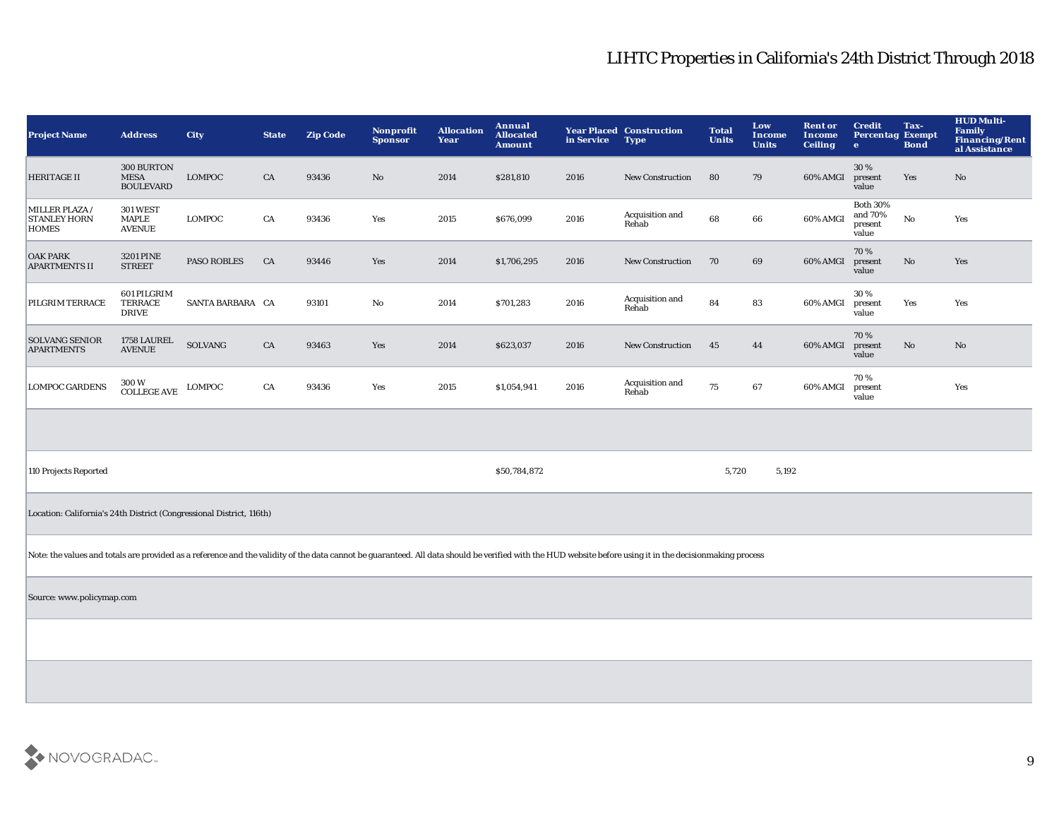# LIHTC Properties in California's 24th District Through 2018

| Project Name | Address | City | State | Zip Code | Nonprofit Sponsor | Allocation Year | Annual Allocated Amount | Year Placed in Service | Construction Type | Total Units | Low Income Units | Rent or Income Ceiling | Credit Percentage | Tax-Exempt Bond | HUD Multi-Family Financing/Rental Assistance |
|---|---|---|---|---|---|---|---|---|---|---|---|---|---|---|---|
| HERITAGE II | 300 BURTON MESA BOULEVARD | LOMPOC | CA | 93436 | No | 2014 | $281,810 | 2016 | New Construction | 80 | 79 | 60% AMGI | 30 % present value | Yes | No |
| MILLER PLAZA / STANLEY HORN HOMES | 301 WEST MAPLE AVENUE | LOMPOC | CA | 93436 | Yes | 2015 | $676,099 | 2016 | Acquisition and Rehab | 68 | 66 | 60% AMGI | Both 30% and 70% present value | No | Yes |
| OAK PARK APARTMENTS II | 3201 PINE STREET | PASO ROBLES | CA | 93446 | Yes | 2014 | $1,706,295 | 2016 | New Construction | 70 | 69 | 60% AMGI | 70 % present value | No | Yes |
| PILGRIM TERRACE | 601 PILGRIM TERRACE DRIVE | SANTA BARBARA | CA | 93101 | No | 2014 | $701,283 | 2016 | Acquisition and Rehab | 84 | 83 | 60% AMGI | 30 % present value | Yes | Yes |
| SOLVANG SENIOR APARTMENTS | 1758 LAUREL AVENUE | SOLVANG | CA | 93463 | Yes | 2014 | $623,037 | 2016 | New Construction | 45 | 44 | 60% AMGI | 70 % present value | No | No |
| LOMPOC GARDENS | 300 W COLLEGE AVE | LOMPOC | CA | 93436 | Yes | 2015 | $1,054,941 | 2016 | Acquisition and Rehab | 75 | 67 | 60% AMGI | 70 % present value | | Yes |
| | | | | | | | | | | | | | | | |
| 110 Projects Reported | | | | | | | $50,784,872 | | | 5,720 | 5,192 | | | | |

Location: California's 24th District (Congressional District, 116th)

Note: the values and totals are provided as a reference and the validity of the data cannot be guaranteed. All data should be verified with the HUD website before using it in the decisionmaking process

Source: www.policymap.com